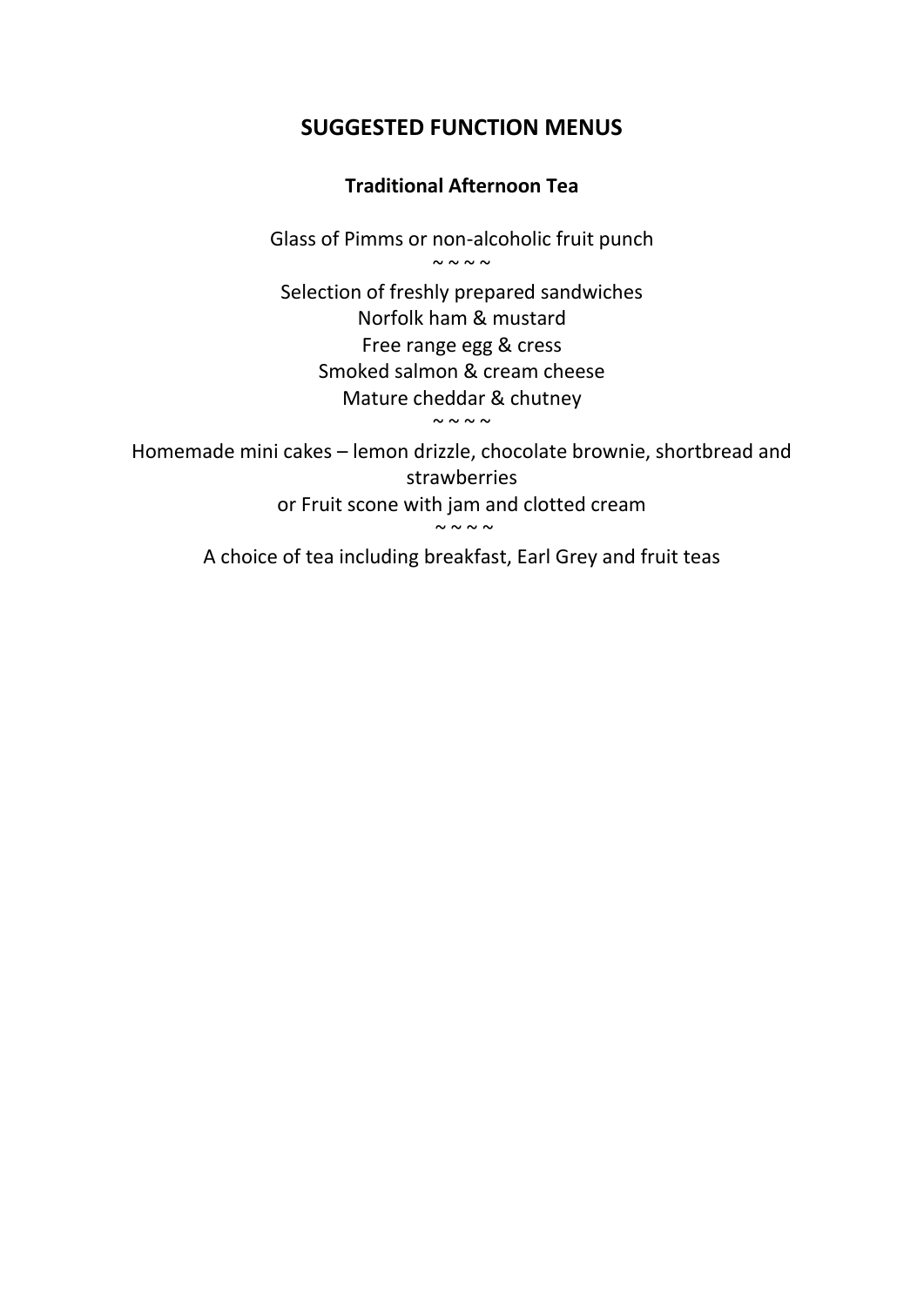# SUGGESTED FUNCTION MENUS

## Traditional Afternoon Tea

Glass of Pimms or non-alcoholic fruit punch

~ ~ ~ ~

Selection of freshly prepared sandwiches

Norfolk ham & mustard

Free range egg & cress

Smoked salmon & cream cheese

Mature cheddar & chutney

~ ~ ~ ~

Homemade mini cakes – lemon drizzle, chocolate brownie, shortbread and strawberries

or Fruit scone with jam and clotted cream

~ ~ ~ ~

A choice of tea including breakfast, Earl Grey and fruit teas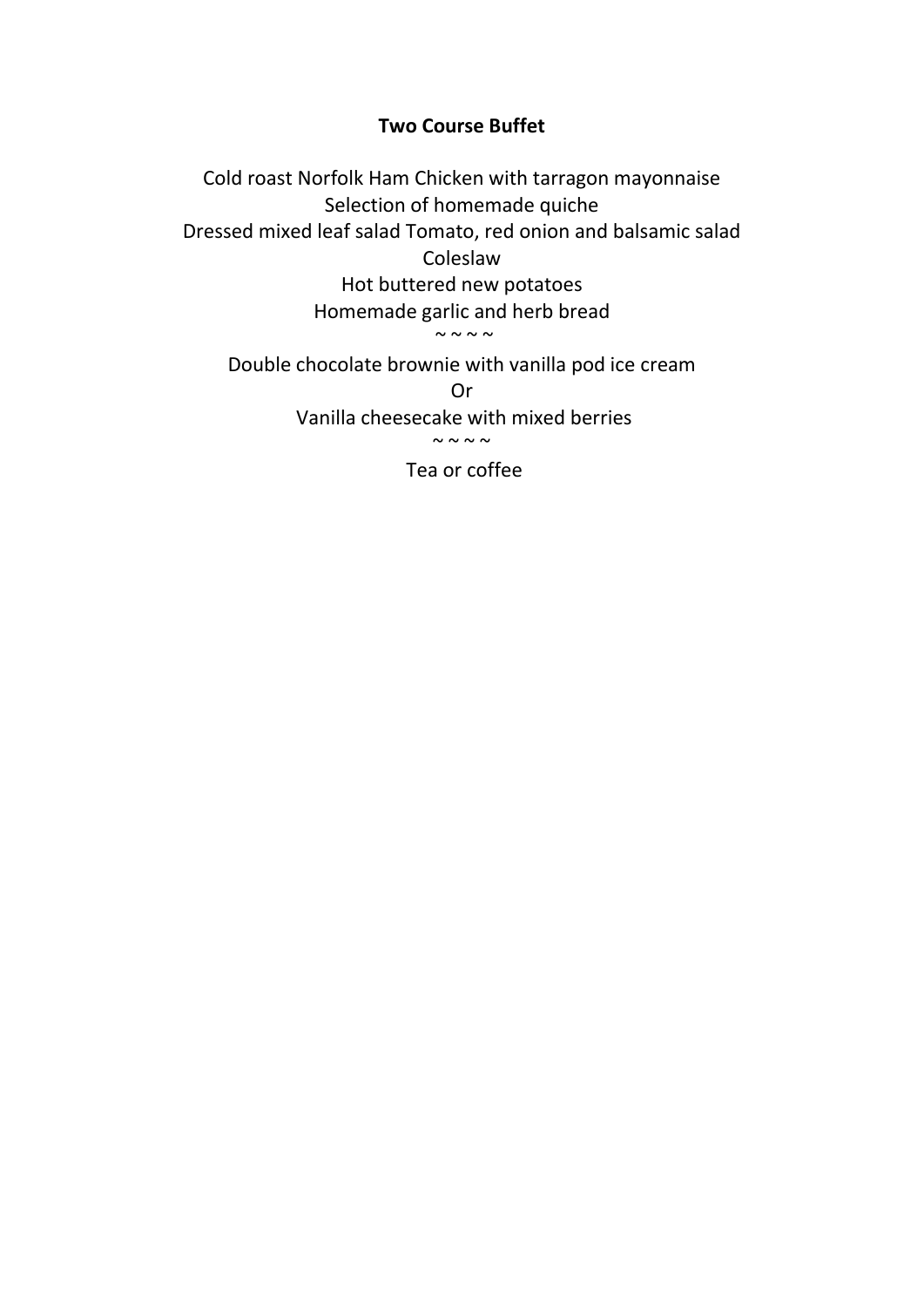**Two Course Buffet**

Cold roast Norfolk Ham Chicken with tarragon mayonnaise

Selection of homemade quiche

Dressed mixed leaf salad Tomato, red onion and balsamic salad

Coleslaw

Hot buttered new potatoes

Homemade garlic and herb bread

~ ~ ~ ~

Double chocolate brownie with vanilla pod ice cream

Or

Vanilla cheesecake with mixed berries

~ ~ ~ ~

Tea or coffee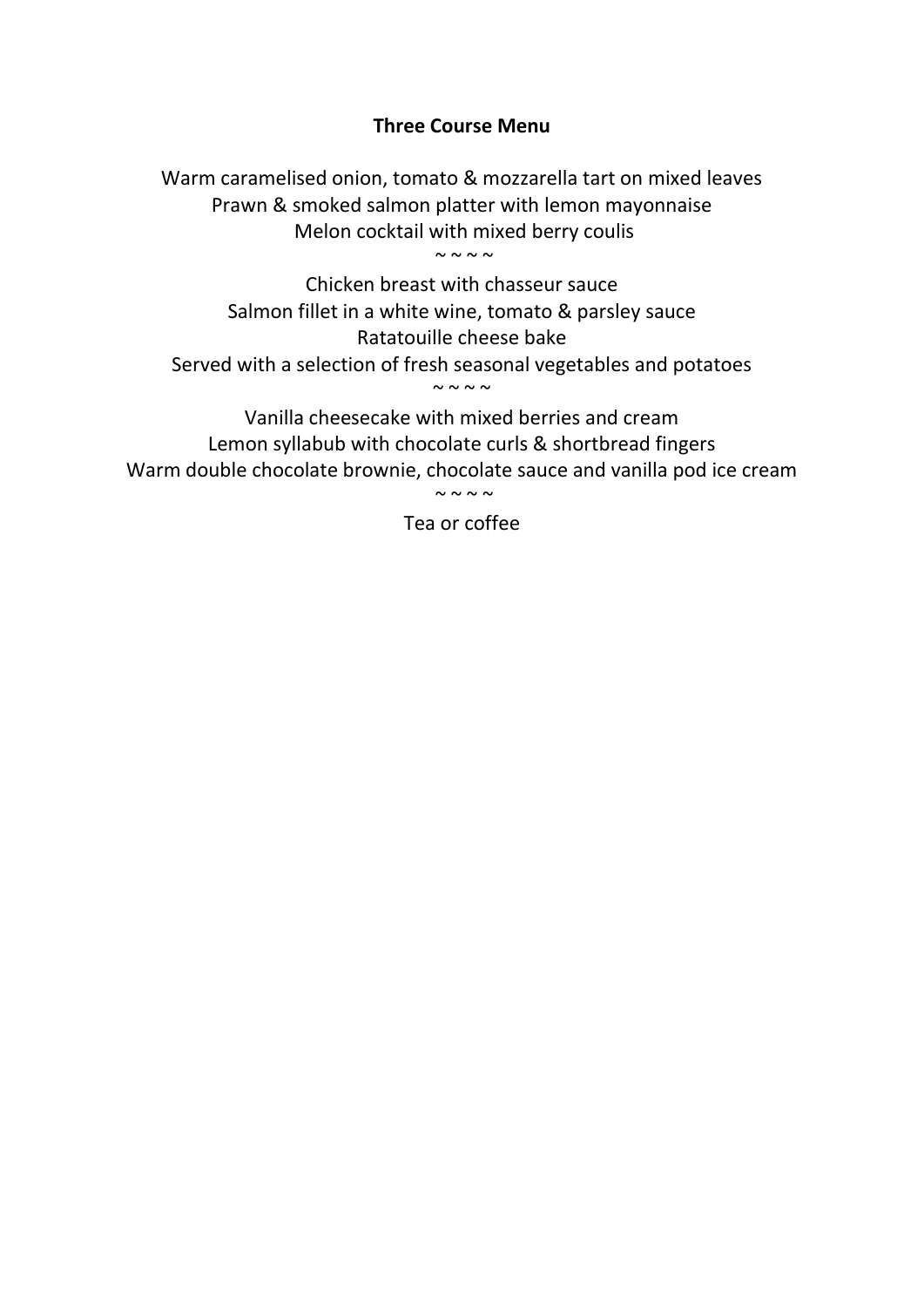**Three Course Menu**

Warm caramelised onion, tomato & mozzarella tart on mixed leaves
Prawn & smoked salmon platter with lemon mayonnaise
Melon cocktail with mixed berry coulis

~ ~ ~ ~

Chicken breast with chasseur sauce
Salmon fillet in a white wine, tomato & parsley sauce
Ratatouille cheese bake
Served with a selection of fresh seasonal vegetables and potatoes

~ ~ ~ ~

Vanilla cheesecake with mixed berries and cream
Lemon syllabub with chocolate curls & shortbread fingers
Warm double chocolate brownie, chocolate sauce and vanilla pod ice cream

~ ~ ~ ~

Tea or coffee